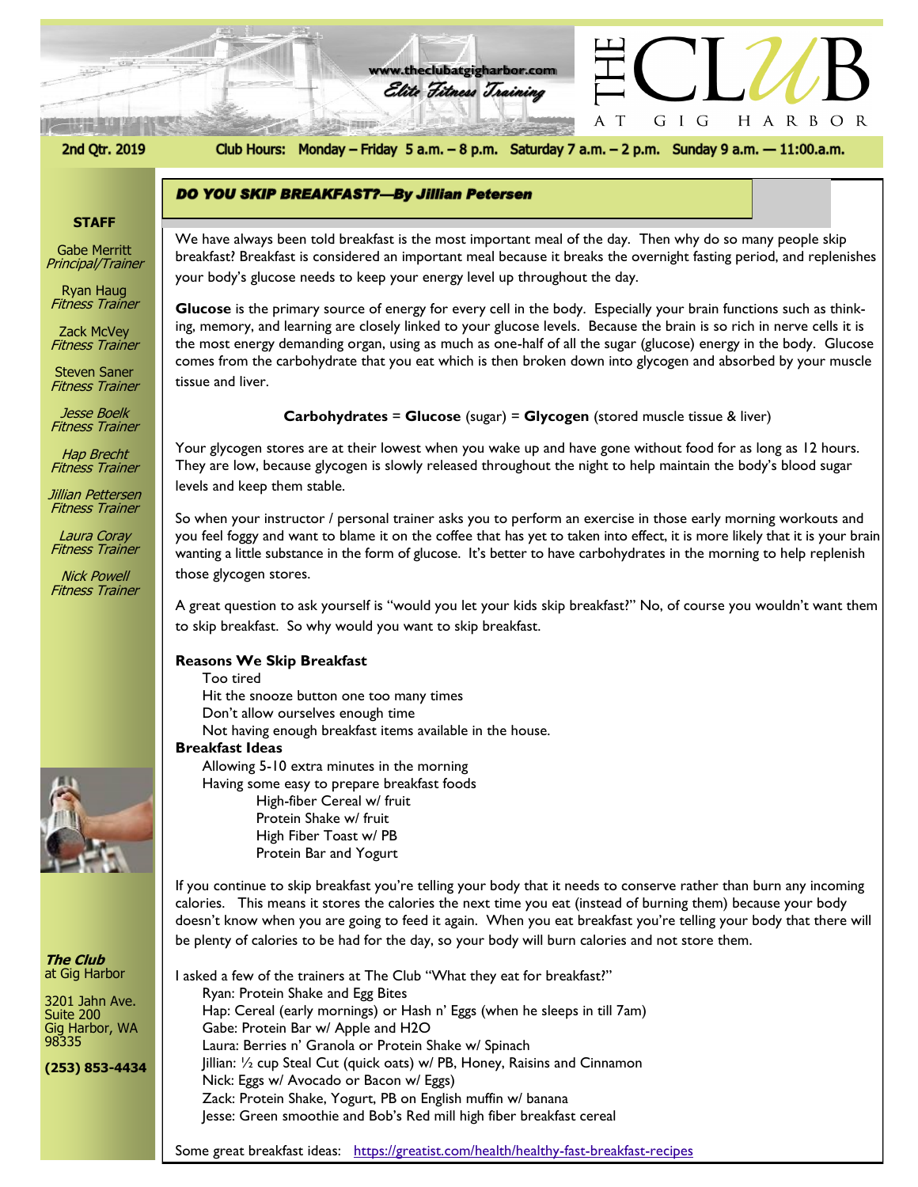www.theclubatgigharbor.com

Elite Fitness Training

# THE CLUB AT GIG HARBOR

2nd Qtr. 2019

Club Hours: Monday – Friday 5 a.m. – 8 p.m. Saturday 7 a.m. – 2 p.m. Sunday 9 a.m. — 11:00.a.m.

**STAFF**

Gabe Merritt
*Principal/Trainer*

Ryan Haug
*Fitness Trainer*

Zack McVey
*Fitness Trainer*

Steven Saner
*Fitness Trainer*

*Jesse Boelk*
*Fitness Trainer*

*Hap Brecht*
*Fitness Trainer*

*Jillian Pettersen*
*Fitness Trainer*

*Laura Coray*
*Fitness Trainer*

*Nick Powell*
*Fitness Trainer*

***The Club***
at Gig Harbor

3201 Jahn Ave.
Suite 200
Gig Harbor, WA
98335

**(253) 853-4434**

## *DO YOU SKIP BREAKFAST?—By Jillian Petersen*

We have always been told breakfast is the most important meal of the day. Then why do so many people skip breakfast? Breakfast is considered an important meal because it breaks the overnight fasting period, and replenishes your body's glucose needs to keep your energy level up throughout the day.

**Glucose** is the primary source of energy for every cell in the body. Especially your brain functions such as thinking, memory, and learning are closely linked to your glucose levels. Because the brain is so rich in nerve cells it is the most energy demanding organ, using as much as one-half of all the sugar (glucose) energy in the body. Glucose comes from the carbohydrate that you eat which is then broken down into glycogen and absorbed by your muscle tissue and liver.

**Carbohydrates** = **Glucose** (sugar) = **Glycogen** (stored muscle tissue & liver)

Your glycogen stores are at their lowest when you wake up and have gone without food for as long as 12 hours. They are low, because glycogen is slowly released throughout the night to help maintain the body's blood sugar levels and keep them stable.

So when your instructor / personal trainer asks you to perform an exercise in those early morning workouts and you feel foggy and want to blame it on the coffee that has yet to taken into effect, it is more likely that it is your brain wanting a little substance in the form of glucose. It's better to have carbohydrates in the morning to help replenish those glycogen stores.

A great question to ask yourself is "would you let your kids skip breakfast?" No, of course you wouldn't want them to skip breakfast. So why would you want to skip breakfast.

**Reasons We Skip Breakfast**

- Too tired
- Hit the snooze button one too many times
- Don't allow ourselves enough time
- Not having enough breakfast items available in the house.

**Breakfast Ideas**

- Allowing 5-10 extra minutes in the morning
- Having some easy to prepare breakfast foods
  - High-fiber Cereal w/ fruit
  - Protein Shake w/ fruit
  - High Fiber Toast w/ PB
  - Protein Bar and Yogurt

If you continue to skip breakfast you're telling your body that it needs to conserve rather than burn any incoming calories. This means it stores the calories the next time you eat (instead of burning them) because your body doesn't know when you are going to feed it again. When you eat breakfast you're telling your body that there will be plenty of calories to be had for the day, so your body will burn calories and not store them.

I asked a few of the trainers at The Club "What they eat for breakfast?"

- Ryan: Protein Shake and Egg Bites
- Hap: Cereal (early mornings) or Hash n' Eggs (when he sleeps in till 7am)
- Gabe: Protein Bar w/ Apple and H2O
- Laura: Berries n' Granola or Protein Shake w/ Spinach
- Jillian: ½ cup Steal Cut (quick oats) w/ PB, Honey, Raisins and Cinnamon
- Nick: Eggs w/ Avocado or Bacon w/ Eggs)
- Zack: Protein Shake, Yogurt, PB on English muffin w/ banana
- Jesse: Green smoothie and Bob's Red mill high fiber breakfast cereal

Some great breakfast ideas: https://greatist.com/health/healthy-fast-breakfast-recipes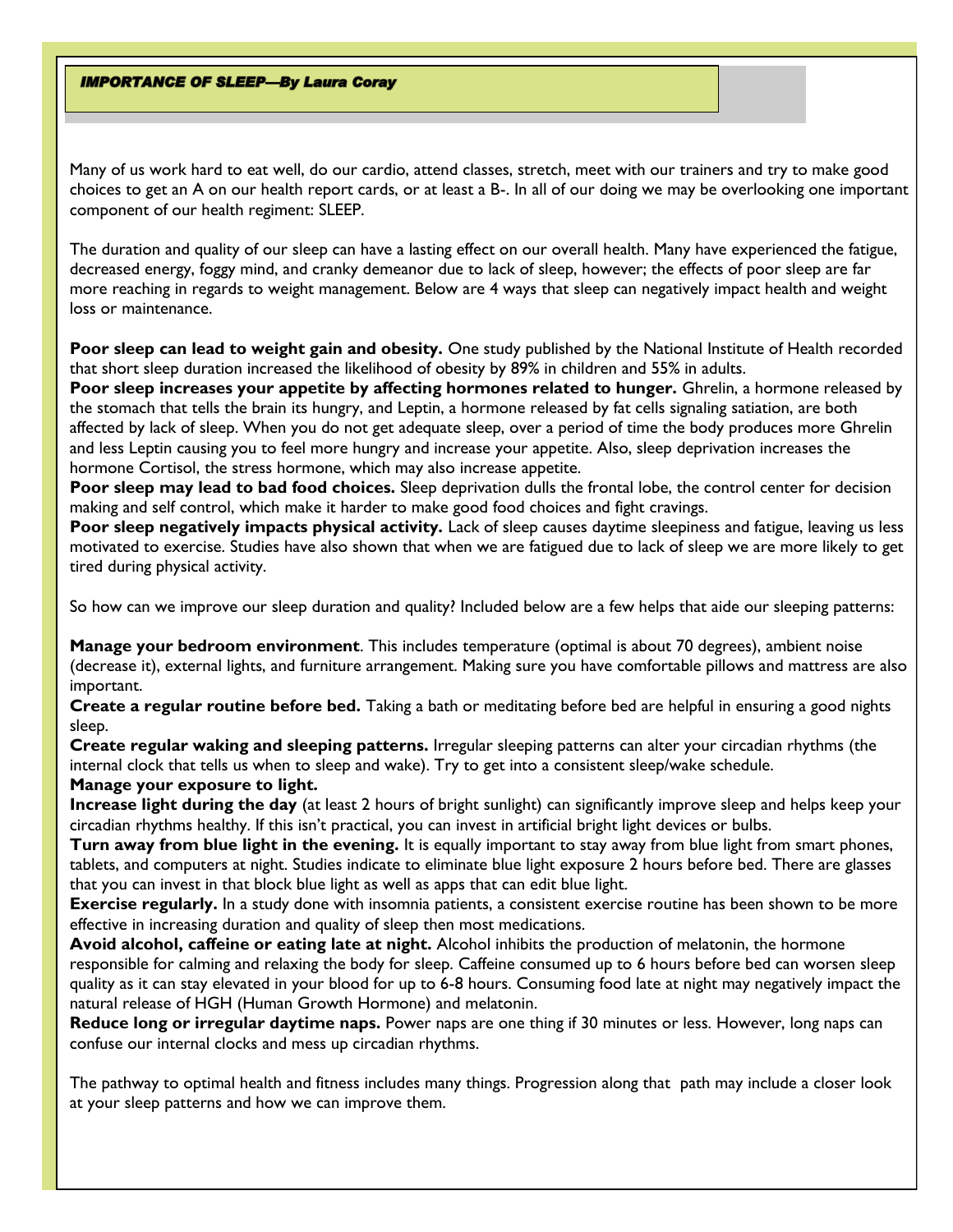## *IMPORTANCE OF SLEEP—By Laura Coray*

Many of us work hard to eat well, do our cardio, attend classes, stretch, meet with our trainers and try to make good choices to get an A on our health report cards, or at least a B-. In all of our doing we may be overlooking one important component of our health regiment: SLEEP.

The duration and quality of our sleep can have a lasting effect on our overall health. Many have experienced the fatigue, decreased energy, foggy mind, and cranky demeanor due to lack of sleep, however; the effects of poor sleep are far more reaching in regards to weight management. Below are 4 ways that sleep can negatively impact health and weight loss or maintenance.

**Poor sleep can lead to weight gain and obesity.** One study published by the National Institute of Health recorded that short sleep duration increased the likelihood of obesity by 89% in children and 55% in adults.

**Poor sleep increases your appetite by affecting hormones related to hunger.** Ghrelin, a hormone released by the stomach that tells the brain its hungry, and Leptin, a hormone released by fat cells signaling satiation, are both affected by lack of sleep. When you do not get adequate sleep, over a period of time the body produces more Ghrelin and less Leptin causing you to feel more hungry and increase your appetite. Also, sleep deprivation increases the hormone Cortisol, the stress hormone, which may also increase appetite.

**Poor sleep may lead to bad food choices.** Sleep deprivation dulls the frontal lobe, the control center for decision making and self control, which make it harder to make good food choices and fight cravings.

**Poor sleep negatively impacts physical activity.** Lack of sleep causes daytime sleepiness and fatigue, leaving us less motivated to exercise. Studies have also shown that when we are fatigued due to lack of sleep we are more likely to get tired during physical activity.

So how can we improve our sleep duration and quality? Included below are a few helps that aide our sleeping patterns:

**Manage your bedroom environment**. This includes temperature (optimal is about 70 degrees), ambient noise (decrease it), external lights, and furniture arrangement. Making sure you have comfortable pillows and mattress are also important.

**Create a regular routine before bed.** Taking a bath or meditating before bed are helpful in ensuring a good nights sleep.

**Create regular waking and sleeping patterns.** Irregular sleeping patterns can alter your circadian rhythms (the internal clock that tells us when to sleep and wake). Try to get into a consistent sleep/wake schedule.

**Manage your exposure to light.**

**Increase light during the day** (at least 2 hours of bright sunlight) can significantly improve sleep and helps keep your circadian rhythms healthy. If this isn't practical, you can invest in artificial bright light devices or bulbs.

**Turn away from blue light in the evening.** It is equally important to stay away from blue light from smart phones, tablets, and computers at night. Studies indicate to eliminate blue light exposure 2 hours before bed. There are glasses that you can invest in that block blue light as well as apps that can edit blue light.

**Exercise regularly.** In a study done with insomnia patients, a consistent exercise routine has been shown to be more effective in increasing duration and quality of sleep then most medications.

**Avoid alcohol, caffeine or eating late at night.** Alcohol inhibits the production of melatonin, the hormone responsible for calming and relaxing the body for sleep. Caffeine consumed up to 6 hours before bed can worsen sleep quality as it can stay elevated in your blood for up to 6-8 hours. Consuming food late at night may negatively impact the natural release of HGH (Human Growth Hormone) and melatonin.

**Reduce long or irregular daytime naps.** Power naps are one thing if 30 minutes or less. However, long naps can confuse our internal clocks and mess up circadian rhythms.

The pathway to optimal health and fitness includes many things. Progression along that path may include a closer look at your sleep patterns and how we can improve them.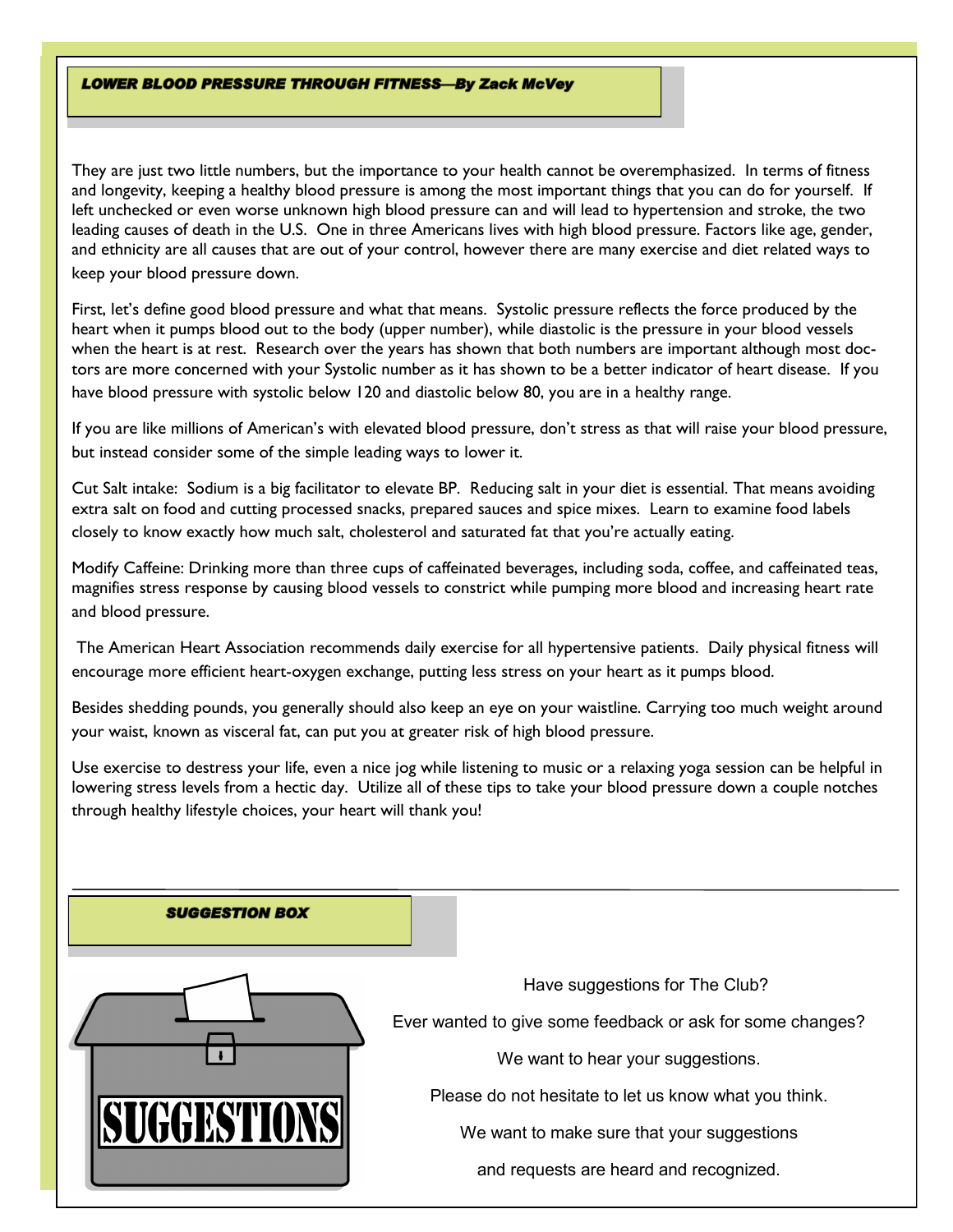## *LOWER BLOOD PRESSURE THROUGH FITNESS—By Zack McVey*

They are just two little numbers, but the importance to your health cannot be overemphasized. In terms of fitness and longevity, keeping a healthy blood pressure is among the most important things that you can do for yourself. If left unchecked or even worse unknown high blood pressure can and will lead to hypertension and stroke, the two leading causes of death in the U.S. One in three Americans lives with high blood pressure. Factors like age, gender, and ethnicity are all causes that are out of your control, however there are many exercise and diet related ways to keep your blood pressure down.

First, let's define good blood pressure and what that means. Systolic pressure reflects the force produced by the heart when it pumps blood out to the body (upper number), while diastolic is the pressure in your blood vessels when the heart is at rest. Research over the years has shown that both numbers are important although most doctors are more concerned with your Systolic number as it has shown to be a better indicator of heart disease. If you have blood pressure with systolic below 120 and diastolic below 80, you are in a healthy range.

If you are like millions of American's with elevated blood pressure, don't stress as that will raise your blood pressure, but instead consider some of the simple leading ways to lower it.

Cut Salt intake: Sodium is a big facilitator to elevate BP. Reducing salt in your diet is essential. That means avoiding extra salt on food and cutting processed snacks, prepared sauces and spice mixes. Learn to examine food labels closely to know exactly how much salt, cholesterol and saturated fat that you're actually eating.

Modify Caffeine: Drinking more than three cups of caffeinated beverages, including soda, coffee, and caffeinated teas, magnifies stress response by causing blood vessels to constrict while pumping more blood and increasing heart rate and blood pressure.

The American Heart Association recommends daily exercise for all hypertensive patients. Daily physical fitness will encourage more efficient heart-oxygen exchange, putting less stress on your heart as it pumps blood.

Besides shedding pounds, you generally should also keep an eye on your waistline. Carrying too much weight around your waist, known as visceral fat, can put you at greater risk of high blood pressure.

Use exercise to destress your life, even a nice jog while listening to music or a relaxing yoga session can be helpful in lowering stress levels from a hectic day. Utilize all of these tips to take your blood pressure down a couple notches through healthy lifestyle choices, your heart will thank you!

---

## *SUGGESTION BOX*

SUGGESTIONS

Have suggestions for The Club?

Ever wanted to give some feedback or ask for some changes?

We want to hear your suggestions.

Please do not hesitate to let us know what you think.

We want to make sure that your suggestions and requests are heard and recognized.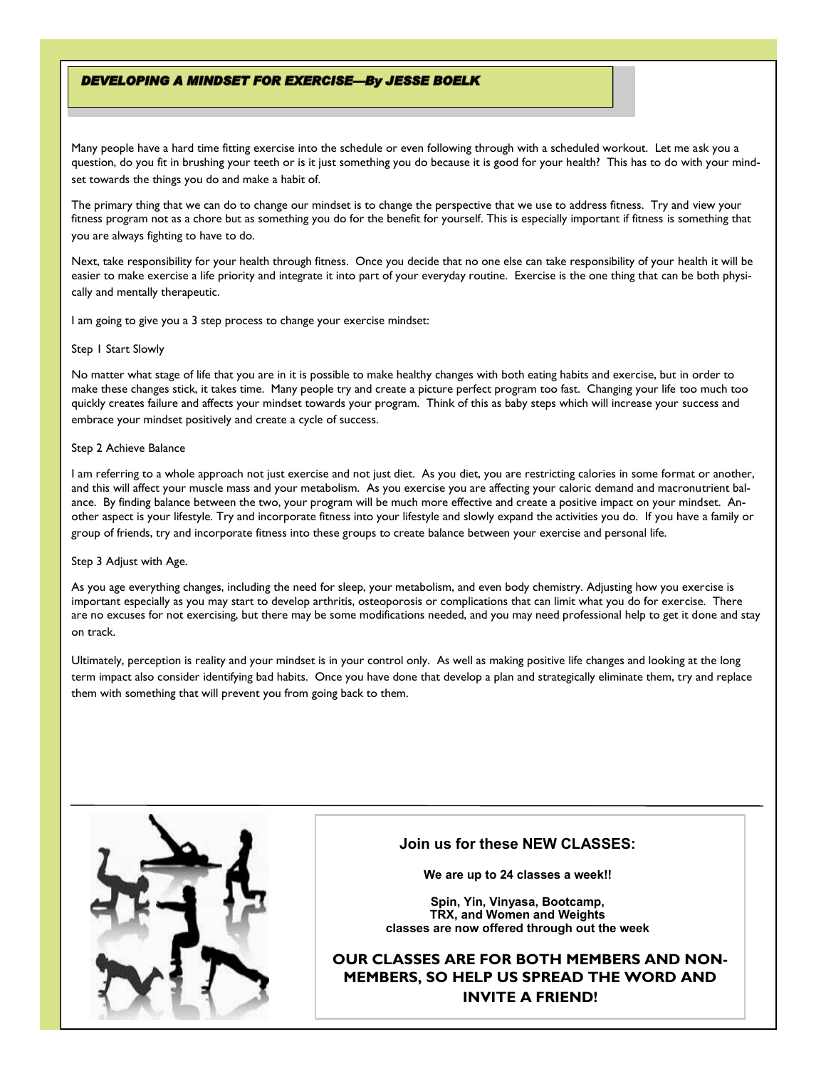## *DEVELOPING A MINDSET FOR EXERCISE—By JESSE BOELK*

Many people have a hard time fitting exercise into the schedule or even following through with a scheduled workout. Let me ask you a question, do you fit in brushing your teeth or is it just something you do because it is good for your health? This has to do with your mindset towards the things you do and make a habit of.

The primary thing that we can do to change our mindset is to change the perspective that we use to address fitness. Try and view your fitness program not as a chore but as something you do for the benefit for yourself. This is especially important if fitness is something that you are always fighting to have to do.

Next, take responsibility for your health through fitness. Once you decide that no one else can take responsibility of your health it will be easier to make exercise a life priority and integrate it into part of your everyday routine. Exercise is the one thing that can be both physically and mentally therapeutic.

I am going to give you a 3 step process to change your exercise mindset:

Step 1 Start Slowly

No matter what stage of life that you are in it is possible to make healthy changes with both eating habits and exercise, but in order to make these changes stick, it takes time. Many people try and create a picture perfect program too fast. Changing your life too much too quickly creates failure and affects your mindset towards your program. Think of this as baby steps which will increase your success and embrace your mindset positively and create a cycle of success.

Step 2 Achieve Balance

I am referring to a whole approach not just exercise and not just diet. As you diet, you are restricting calories in some format or another, and this will affect your muscle mass and your metabolism. As you exercise you are affecting your caloric demand and macronutrient balance. By finding balance between the two, your program will be much more effective and create a positive impact on your mindset. Another aspect is your lifestyle. Try and incorporate fitness into your lifestyle and slowly expand the activities you do. If you have a family or group of friends, try and incorporate fitness into these groups to create balance between your exercise and personal life.

Step 3 Adjust with Age.

As you age everything changes, including the need for sleep, your metabolism, and even body chemistry. Adjusting how you exercise is important especially as you may start to develop arthritis, osteoporosis or complications that can limit what you do for exercise. There are no excuses for not exercising, but there may be some modifications needed, and you may need professional help to get it done and stay on track.

Ultimately, perception is reality and your mindset is in your control only. As well as making positive life changes and looking at the long term impact also consider identifying bad habits. Once you have done that develop a plan and strategically eliminate them, try and replace them with something that will prevent you from going back to them.

---

### Join us for these NEW CLASSES:

**We are up to 24 classes a week!!**

**Spin, Yin, Vinyasa, Bootcamp, TRX, and Women and Weights classes are now offered through out the week**

**OUR CLASSES ARE FOR BOTH MEMBERS AND NON-MEMBERS, SO HELP US SPREAD THE WORD AND INVITE A FRIEND!**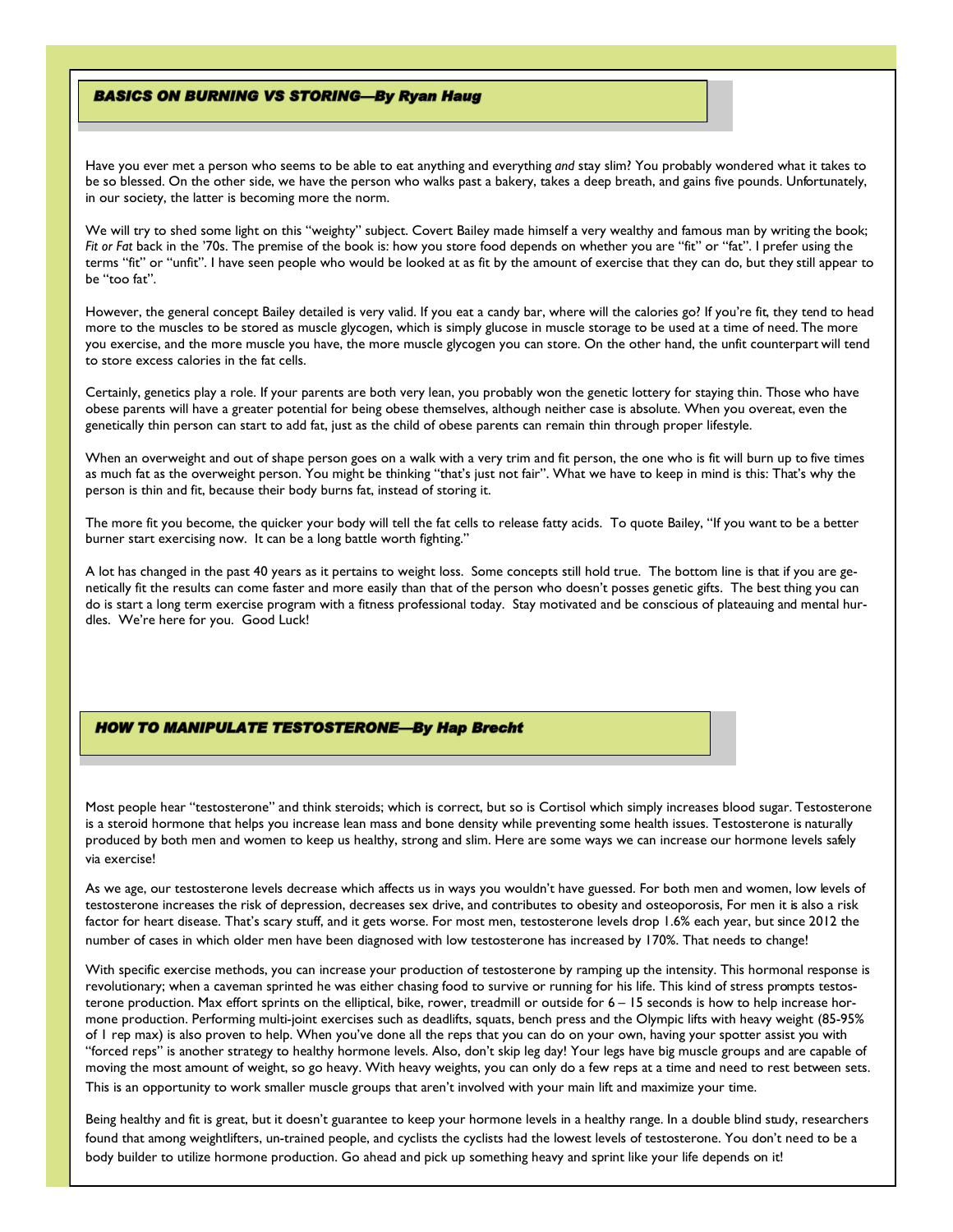## *BASICS ON BURNING VS STORING—By Ryan Haug*

Have you ever met a person who seems to be able to eat anything and everything *and* stay slim? You probably wondered what it takes to be so blessed. On the other side, we have the person who walks past a bakery, takes a deep breath, and gains five pounds. Unfortunately, in our society, the latter is becoming more the norm.

We will try to shed some light on this "weighty" subject. Covert Bailey made himself a very wealthy and famous man by writing the book; *Fit or Fat* back in the '70s. The premise of the book is: how you store food depends on whether you are "fit" or "fat". I prefer using the terms "fit" or "unfit". I have seen people who would be looked at as fit by the amount of exercise that they can do, but they still appear to be "too fat".

However, the general concept Bailey detailed is very valid. If you eat a candy bar, where will the calories go? If you're fit, they tend to head more to the muscles to be stored as muscle glycogen, which is simply glucose in muscle storage to be used at a time of need. The more you exercise, and the more muscle you have, the more muscle glycogen you can store. On the other hand, the unfit counterpart will tend to store excess calories in the fat cells.

Certainly, genetics play a role. If your parents are both very lean, you probably won the genetic lottery for staying thin. Those who have obese parents will have a greater potential for being obese themselves, although neither case is absolute. When you overeat, even the genetically thin person can start to add fat, just as the child of obese parents can remain thin through proper lifestyle.

When an overweight and out of shape person goes on a walk with a very trim and fit person, the one who is fit will burn up to five times as much fat as the overweight person. You might be thinking "that's just not fair". What we have to keep in mind is this: That's why the person is thin and fit, because their body burns fat, instead of storing it.

The more fit you become, the quicker your body will tell the fat cells to release fatty acids. To quote Bailey, "If you want to be a better burner start exercising now. It can be a long battle worth fighting."

A lot has changed in the past 40 years as it pertains to weight loss. Some concepts still hold true. The bottom line is that if you are genetically fit the results can come faster and more easily than that of the person who doesn't posses genetic gifts. The best thing you can do is start a long term exercise program with a fitness professional today. Stay motivated and be conscious of plateauing and mental hurdles. We're here for you. Good Luck!

## *HOW TO MANIPULATE TESTOSTERONE—By Hap Brecht*

Most people hear "testosterone" and think steroids; which is correct, but so is Cortisol which simply increases blood sugar. Testosterone is a steroid hormone that helps you increase lean mass and bone density while preventing some health issues. Testosterone is naturally produced by both men and women to keep us healthy, strong and slim. Here are some ways we can increase our hormone levels safely via exercise!

As we age, our testosterone levels decrease which affects us in ways you wouldn't have guessed. For both men and women, low levels of testosterone increases the risk of depression, decreases sex drive, and contributes to obesity and osteoporosis, For men it is also a risk factor for heart disease. That's scary stuff, and it gets worse. For most men, testosterone levels drop 1.6% each year, but since 2012 the number of cases in which older men have been diagnosed with low testosterone has increased by 170%. That needs to change!

With specific exercise methods, you can increase your production of testosterone by ramping up the intensity. This hormonal response is revolutionary; when a caveman sprinted he was either chasing food to survive or running for his life. This kind of stress prompts testosterone production. Max effort sprints on the elliptical, bike, rower, treadmill or outside for 6 – 15 seconds is how to help increase hormone production. Performing multi-joint exercises such as deadlifts, squats, bench press and the Olympic lifts with heavy weight (85-95% of 1 rep max) is also proven to help. When you've done all the reps that you can do on your own, having your spotter assist you with "forced reps" is another strategy to healthy hormone levels. Also, don't skip leg day! Your legs have big muscle groups and are capable of moving the most amount of weight, so go heavy. With heavy weights, you can only do a few reps at a time and need to rest between sets. This is an opportunity to work smaller muscle groups that aren't involved with your main lift and maximize your time.

Being healthy and fit is great, but it doesn't guarantee to keep your hormone levels in a healthy range. In a double blind study, researchers found that among weightlifters, un-trained people, and cyclists the cyclists had the lowest levels of testosterone. You don't need to be a body builder to utilize hormone production. Go ahead and pick up something heavy and sprint like your life depends on it!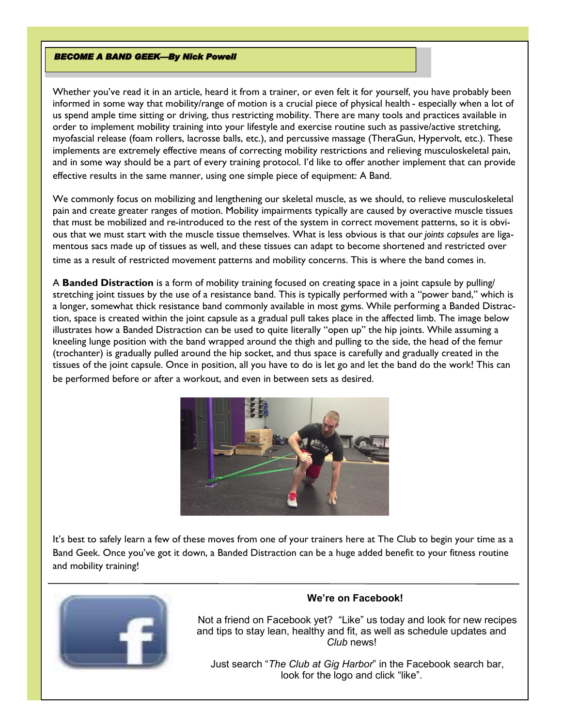## *BECOME A BAND GEEK—By Nick Powell*

Whether you've read it in an article, heard it from a trainer, or even felt it for yourself, you have probably been informed in some way that mobility/range of motion is a crucial piece of physical health - especially when a lot of us spend ample time sitting or driving, thus restricting mobility. There are many tools and practices available in order to implement mobility training into your lifestyle and exercise routine such as passive/active stretching, myofascial release (foam rollers, lacrosse balls, etc.), and percussive massage (TheraGun, Hypervolt, etc.). These implements are extremely effective means of correcting mobility restrictions and relieving musculoskeletal pain, and in some way should be a part of every training protocol. I'd like to offer another implement that can provide effective results in the same manner, using one simple piece of equipment: A Band.

We commonly focus on mobilizing and lengthening our skeletal muscle, as we should, to relieve musculoskeletal pain and create greater ranges of motion. Mobility impairments typically are caused by overactive muscle tissues that must be mobilized and re-introduced to the rest of the system in correct movement patterns, so it is obvious that we must start with the muscle tissue themselves. What is less obvious is that our *joints capsules* are ligamentous sacs made up of tissues as well, and these tissues can adapt to become shortened and restricted over time as a result of restricted movement patterns and mobility concerns. This is where the band comes in.

A **Banded Distraction** is a form of mobility training focused on creating space in a joint capsule by pulling/stretching joint tissues by the use of a resistance band. This is typically performed with a "power band," which is a longer, somewhat thick resistance band commonly available in most gyms. While performing a Banded Distraction, space is created within the joint capsule as a gradual pull takes place in the affected limb. The image below illustrates how a Banded Distraction can be used to quite literally "open up" the hip joints. While assuming a kneeling lunge position with the band wrapped around the thigh and pulling to the side, the head of the femur (trochanter) is gradually pulled around the hip socket, and thus space is carefully and gradually created in the tissues of the joint capsule. Once in position, all you have to do is let go and let the band do the work! This can be performed before or after a workout, and even in between sets as desired.

It's best to safely learn a few of these moves from one of your trainers here at The Club to begin your time as a Band Geek. Once you've got it down, a Banded Distraction can be a huge added benefit to your fitness routine and mobility training!

---

**We're on Facebook!**

Not a friend on Facebook yet? "Like" us today and look for new recipes and tips to stay lean, healthy and fit, as well as schedule updates and *Club* news!

Just search "*The Club at Gig Harbor*" in the Facebook search bar, look for the logo and click "like".